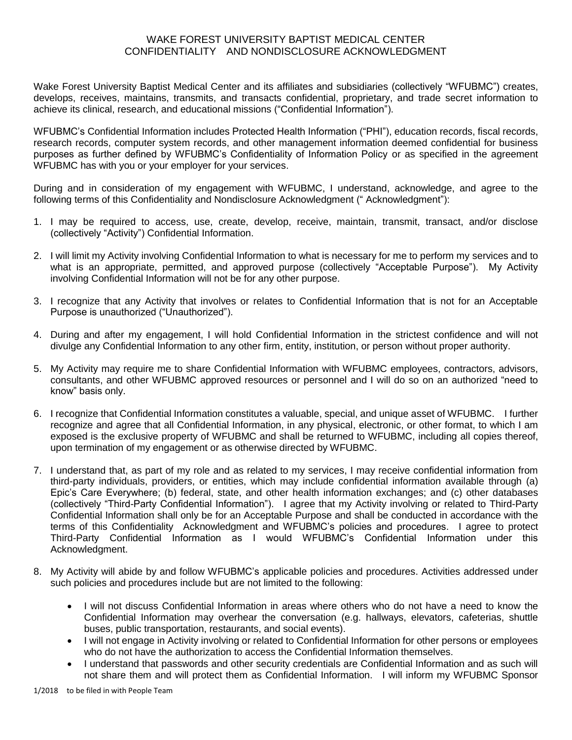# WAKE FOREST UNIVERSITY BAPTIST MEDICAL CENTER CONFIDENTIALITY AND NONDISCLOSURE ACKNOWLEDGMENT

Wake Forest University Baptist Medical Center and its affiliates and subsidiaries (collectively "WFUBMC") creates, develops, receives, maintains, transmits, and transacts confidential, proprietary, and trade secret information to achieve its clinical, research, and educational missions ("Confidential Information").

WFUBMC's Confidential Information includes Protected Health Information ("PHI"), education records, fiscal records, research records, computer system records, and other management information deemed confidential for business purposes as further defined by WFUBMC's Confidentiality of Information Policy or as specified in the agreement WFUBMC has with you or your employer for your services.

During and in consideration of my engagement with WFUBMC, I understand, acknowledge, and agree to the following terms of this Confidentiality and Nondisclosure Acknowledgment (" Acknowledgment"):

1. I may be required to access, use, create, develop, receive, maintain, transmit, transact, and/or disclose (collectively "Activity") Confidential Information.

2. I will limit my Activity involving Confidential Information to what is necessary for me to perform my services and to what is an appropriate, permitted, and approved purpose (collectively "Acceptable Purpose"). My Activity involving Confidential Information will not be for any other purpose.

3. I recognize that any Activity that involves or relates to Confidential Information that is not for an Acceptable Purpose is unauthorized ("Unauthorized").

4. During and after my engagement, I will hold Confidential Information in the strictest confidence and will not divulge any Confidential Information to any other firm, entity, institution, or person without proper authority.

5. My Activity may require me to share Confidential Information with WFUBMC employees, contractors, advisors, consultants, and other WFUBMC approved resources or personnel and I will do so on an authorized "need to know" basis only.

6. I recognize that Confidential Information constitutes a valuable, special, and unique asset of WFUBMC. I further recognize and agree that all Confidential Information, in any physical, electronic, or other format, to which I am exposed is the exclusive property of WFUBMC and shall be returned to WFUBMC, including all copies thereof, upon termination of my engagement or as otherwise directed by WFUBMC.

7. I understand that, as part of my role and as related to my services, I may receive confidential information from third-party individuals, providers, or entities, which may include confidential information available through (a) Epic's Care Everywhere; (b) federal, state, and other health information exchanges; and (c) other databases (collectively "Third-Party Confidential Information"). I agree that my Activity involving or related to Third-Party Confidential Information shall only be for an Acceptable Purpose and shall be conducted in accordance with the terms of this Confidentiality Acknowledgment and WFUBMC's policies and procedures. I agree to protect Third-Party Confidential Information as I would WFUBMC's Confidential Information under this Acknowledgment.

8. My Activity will abide by and follow WFUBMC's applicable policies and procedures. Activities addressed under such policies and procedures include but are not limited to the following:

   - I will not discuss Confidential Information in areas where others who do not have a need to know the Confidential Information may overhear the conversation (e.g. hallways, elevators, cafeterias, shuttle buses, public transportation, restaurants, and social events).
   - I will not engage in Activity involving or related to Confidential Information for other persons or employees who do not have the authorization to access the Confidential Information themselves.
   - I understand that passwords and other security credentials are Confidential Information and as such will not share them and will protect them as Confidential Information. I will inform my WFUBMC Sponsor

1/2018 to be filed in with People Team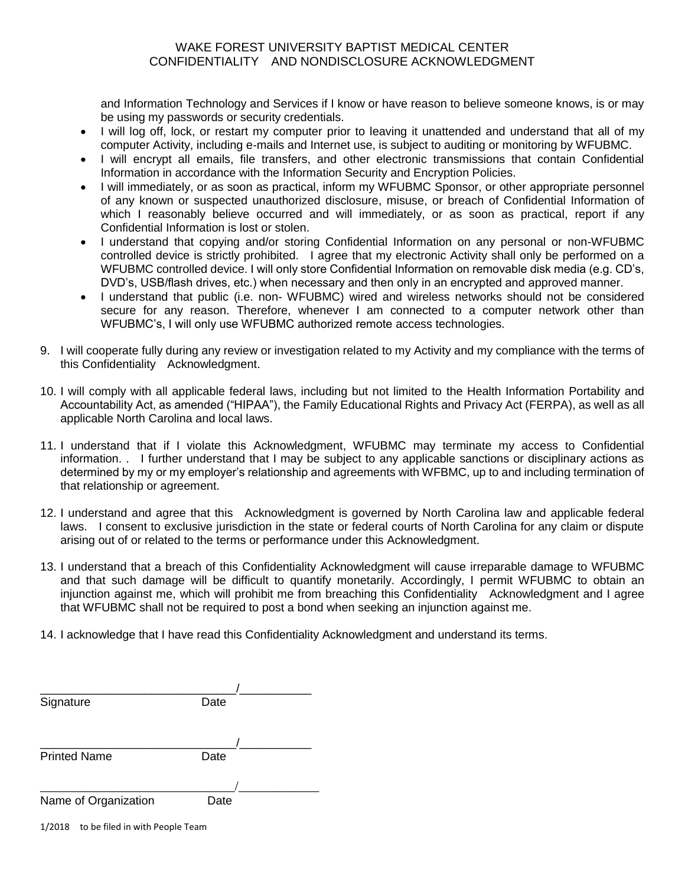and Information Technology and Services if I know or have reason to believe someone knows, is or may be using my passwords or security credentials.

- I will log off, lock, or restart my computer prior to leaving it unattended and understand that all of my computer Activity, including e-mails and Internet use, is subject to auditing or monitoring by WFUBMC.
- I will encrypt all emails, file transfers, and other electronic transmissions that contain Confidential Information in accordance with the Information Security and Encryption Policies.
- I will immediately, or as soon as practical, inform my WFUBMC Sponsor, or other appropriate personnel of any known or suspected unauthorized disclosure, misuse, or breach of Confidential Information of which I reasonably believe occurred and will immediately, or as soon as practical, report if any Confidential Information is lost or stolen.
- I understand that copying and/or storing Confidential Information on any personal or non-WFUBMC controlled device is strictly prohibited. I agree that my electronic Activity shall only be performed on a WFUBMC controlled device. I will only store Confidential Information on removable disk media (e.g. CD's, DVD's, USB/flash drives, etc.) when necessary and then only in an encrypted and approved manner.
- I understand that public (i.e. non- WFUBMC) wired and wireless networks should not be considered secure for any reason. Therefore, whenever I am connected to a computer network other than WFUBMC's, I will only use WFUBMC authorized remote access technologies.

9. I will cooperate fully during any review or investigation related to my Activity and my compliance with the terms of this Confidentiality Acknowledgment.

10. I will comply with all applicable federal laws, including but not limited to the Health Information Portability and Accountability Act, as amended ("HIPAA"), the Family Educational Rights and Privacy Act (FERPA), as well as all applicable North Carolina and local laws.

11. I understand that if I violate this Acknowledgment, WFUBMC may terminate my access to Confidential information. . I further understand that I may be subject to any applicable sanctions or disciplinary actions as determined by my or my employer's relationship and agreements with WFBMC, up to and including termination of that relationship or agreement.

12. I understand and agree that this Acknowledgment is governed by North Carolina law and applicable federal laws. I consent to exclusive jurisdiction in the state or federal courts of North Carolina for any claim or dispute arising out of or related to the terms or performance under this Acknowledgment.

13. I understand that a breach of this Confidentiality Acknowledgment will cause irreparable damage to WFUBMC and that such damage will be difficult to quantify monetarily. Accordingly, I permit WFUBMC to obtain an injunction against me, which will prohibit me from breaching this Confidentiality Acknowledgment and I agree that WFUBMC shall not be required to post a bond when seeking an injunction against me.

14. I acknowledge that I have read this Confidentiality Acknowledgment and understand its terms.

______________________________/___________
Signature Date

______________________________/___________
Printed Name Date

______________________________/____________
Name of Organization Date

1/2018 to be filed in with People Team